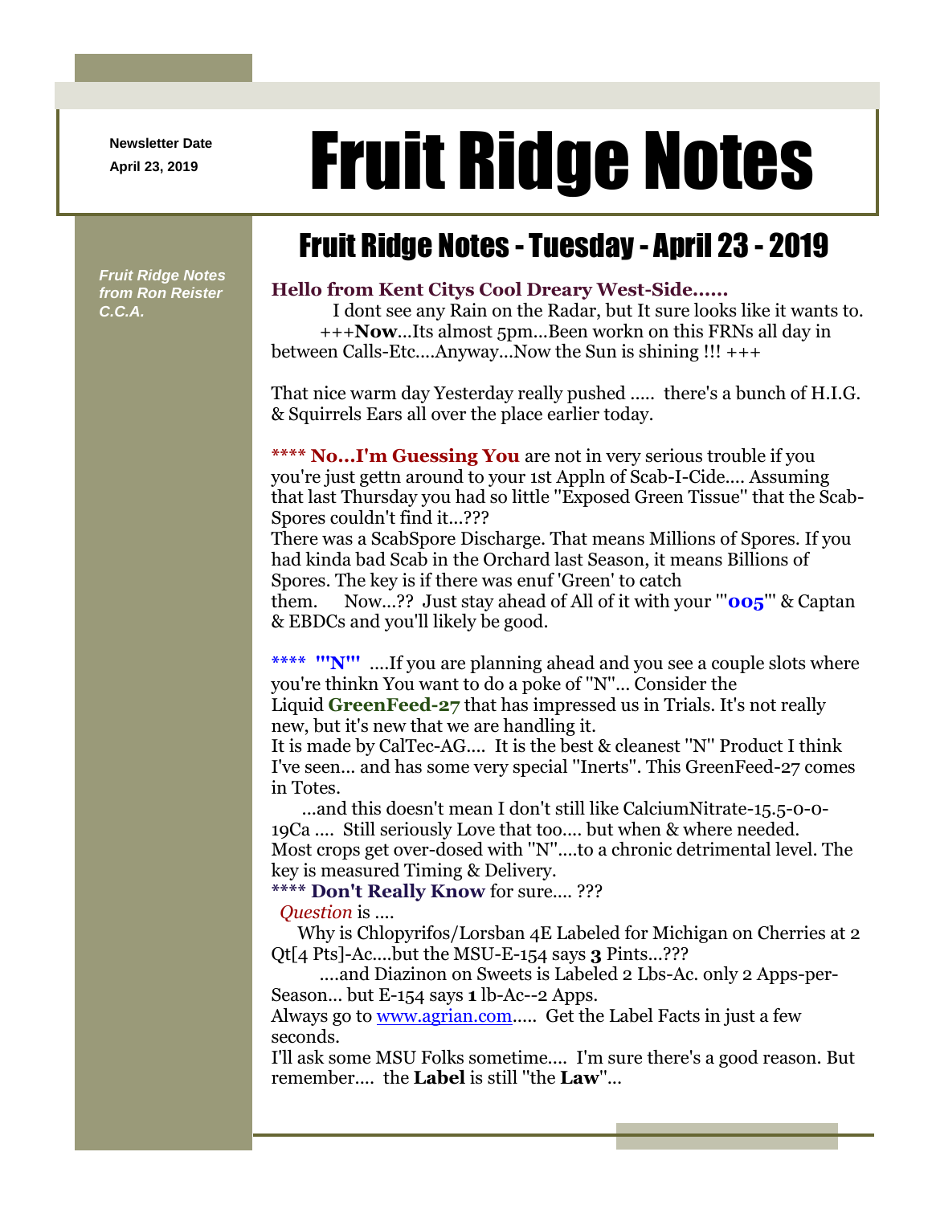Newsletter Date
April 23, 2019

# Fruit Ridge Notes

*Fruit Ridge Notes from Ron Reister C.C.A.*

## Fruit Ridge Notes - Tuesday - April 23 - 2019

**Hello from Kent Citys Cool Dreary West-Side......**

I dont see any Rain on the Radar, but It sure looks like it wants to.
+++**Now**...Its almost 5pm...Been workn on this FRNs all day in between Calls-Etc....Anyway...Now the Sun is shining !!! +++

That nice warm day Yesterday really pushed ..... there's a bunch of H.I.G. & Squirrels Ears all over the place earlier today.

**\*\*\*\* No...I'm Guessing You** are not in very serious trouble if you you're just gettn around to your 1st Appln of Scab-I-Cide.... Assuming that last Thursday you had so little "Exposed Green Tissue" that the Scab-Spores couldn't find it...???
There was a ScabSpore Discharge. That means Millions of Spores. If you had kinda bad Scab in the Orchard last Season, it means Billions of Spores. The key is if there was enuf 'Green' to catch them. Now...?? Just stay ahead of All of it with your "'**005**"' & Captan & EBDCs and you'll likely be good.

**\*\*\*\* "'N"'** ....If you are planning ahead and you see a couple slots where you're thinkn You want to do a poke of "N"... Consider the Liquid **GreenFeed-27** that has impressed us in Trials. It's not really new, but it's new that we are handling it.
It is made by CalTec-AG.... It is the best & cleanest "N" Product I think I've seen... and has some very special "Inerts". This GreenFeed-27 comes in Totes.
...and this doesn't mean I don't still like CalciumNitrate-15.5-0-0-19Ca .... Still seriously Love that too.... but when & where needed. Most crops get over-dosed with "N"....to a chronic detrimental level. The key is measured Timing & Delivery.
**\*\*\*\* Don't Really Know** for sure.... ???
*Question* is ....
Why is Chlopyrifos/Lorsban 4E Labeled for Michigan on Cherries at 2 Qt[4 Pts]-Ac....but the MSU-E-154 says **3** Pints...???
....and Diazinon on Sweets is Labeled 2 Lbs-Ac. only 2 Apps-per-Season... but E-154 says **1** lb-Ac--2 Apps.
Always go to www.agrian.com..... Get the Label Facts in just a few seconds.
I'll ask some MSU Folks sometime.... I'm sure there's a good reason. But remember.... the **Label** is still "the **Law**"...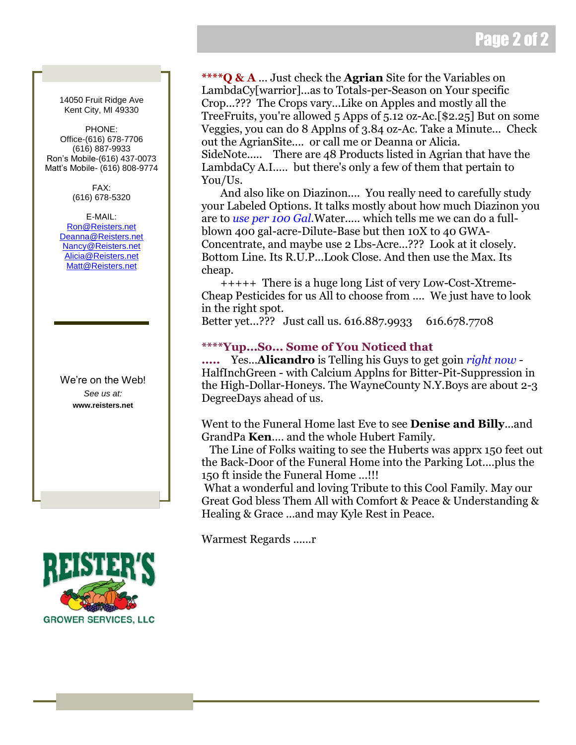14050 Fruit Ridge Ave
Kent City, MI 49330

PHONE:
Office-(616) 678-7706
(616) 887-9933
Ron's Mobile-(616) 437-0073
Matt's Mobile- (616) 808-9774

FAX:
(616) 678-5320

E-MAIL:
Ron@Reisters.net
Deanna@Reisters.net
Nancy@Reisters.net
Alicia@Reisters.net
Matt@Reisters.net

We're on the Web!
*See us at:*
**www.reisters.net**

**REISTER'S**
**GROWER SERVICES, LLC**

**\*\*\*\*Q & A** ... Just check the **Agrian** Site for the Variables on LambdaCy[warrior]...as to Totals-per-Season on Your specific Crop...??? The Crops vary...Like on Apples and mostly all the TreeFruits, you're allowed 5 Apps of 5.12 oz-Ac.[$2.25] But on some Veggies, you can do 8 Applns of 3.84 oz-Ac. Take a Minute... Check out the AgrianSite.... or call me or Deanna or Alicia.
SideNote..... There are 48 Products listed in Agrian that have the LambdaCy A.I..... but there's only a few of them that pertain to You/Us.

And also like on Diazinon.... You really need to carefully study your Labeled Options. It talks mostly about how much Diazinon you are to *use per 100 Gal*.Water..... which tells me we can do a full-blown 400 gal-acre-Dilute-Base but then 10X to 40 GWA-Concentrate, and maybe use 2 Lbs-Acre...??? Look at it closely. Bottom Line. Its R.U.P...Look Close. And then use the Max. Its cheap.

+++++ There is a huge long List of very Low-Cost-Xtreme-Cheap Pesticides for us All to choose from .... We just have to look in the right spot.
Better yet...??? Just call us. 616.887.9933 616.678.7708

**\*\*\*\*Yup...So... Some of You Noticed that**
**.....** Yes...**Alicandro** is Telling his Guys to get goin *right now* - HalfInchGreen - with Calcium Applns for Bitter-Pit-Suppression in the High-Dollar-Honeys. The WayneCounty N.Y.Boys are about 2-3 DegreeDays ahead of us.

Went to the Funeral Home last Eve to see **Denise and Billy**...and GrandPa **Ken**.... and the whole Hubert Family.
The Line of Folks waiting to see the Huberts was apprx 150 feet out the Back-Door of the Funeral Home into the Parking Lot....plus the 150 ft inside the Funeral Home ...!!!
What a wonderful and loving Tribute to this Cool Family. May our Great God bless Them All with Comfort & Peace & Understanding & Healing & Grace ...and may Kyle Rest in Peace.

Warmest Regards ......r